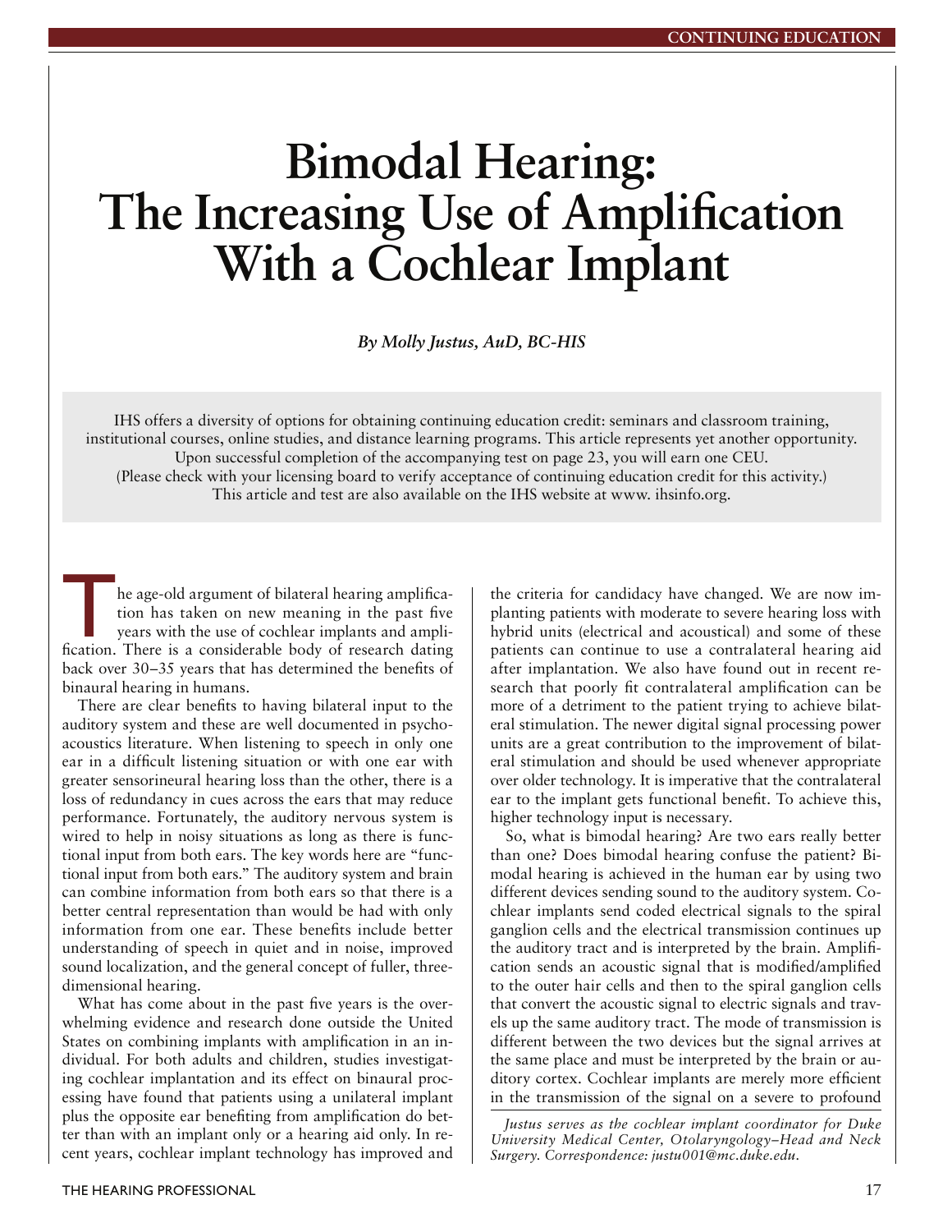# Bimodal Hearing: The Increasing Use of Amplification With a Cochlear Implant

***By Molly Justus, AuD, BC-HIS***

IHS offers a diversity of options for obtaining continuing education credit: seminars and classroom training, institutional courses, online studies, and distance learning programs. This article represents yet another opportunity. Upon successful completion of the accompanying test on page 23, you will earn one CEU. (Please check with your licensing board to verify acceptance of continuing education credit for this activity.) This article and test are also available on the IHS website at www. ihsinfo.org.

The age-old argument of bilateral hearing amplification has taken on new meaning in the past five years with the use of cochlear implants and amplification. There is a considerable body of research dating back over 30–35 years that has determined the benefits of binaural hearing in humans.

There are clear benefits to having bilateral input to the auditory system and these are well documented in psychoacoustics literature. When listening to speech in only one ear in a difficult listening situation or with one ear with greater sensorineural hearing loss than the other, there is a loss of redundancy in cues across the ears that may reduce performance. Fortunately, the auditory nervous system is wired to help in noisy situations as long as there is functional input from both ears. The key words here are "functional input from both ears." The auditory system and brain can combine information from both ears so that there is a better central representation than would be had with only information from one ear. These benefits include better understanding of speech in quiet and in noise, improved sound localization, and the general concept of fuller, three-dimensional hearing.

What has come about in the past five years is the overwhelming evidence and research done outside the United States on combining implants with amplification in an individual. For both adults and children, studies investigating cochlear implantation and its effect on binaural processing have found that patients using a unilateral implant plus the opposite ear benefiting from amplification do better than with an implant only or a hearing aid only. In recent years, cochlear implant technology has improved and the criteria for candidacy have changed. We are now implanting patients with moderate to severe hearing loss with hybrid units (electrical and acoustical) and some of these patients can continue to use a contralateral hearing aid after implantation. We also have found out in recent research that poorly fit contralateral amplification can be more of a detriment to the patient trying to achieve bilateral stimulation. The newer digital signal processing power units are a great contribution to the improvement of bilateral stimulation and should be used whenever appropriate over older technology. It is imperative that the contralateral ear to the implant gets functional benefit. To achieve this, higher technology input is necessary.

So, what is bimodal hearing? Are two ears really better than one? Does bimodal hearing confuse the patient? Bimodal hearing is achieved in the human ear by using two different devices sending sound to the auditory system. Cochlear implants send coded electrical signals to the spiral ganglion cells and the electrical transmission continues up the auditory tract and is interpreted by the brain. Amplification sends an acoustic signal that is modified/amplified to the outer hair cells and then to the spiral ganglion cells that convert the acoustic signal to electric signals and travels up the same auditory tract. The mode of transmission is different between the two devices but the signal arrives at the same place and must be interpreted by the brain or auditory cortex. Cochlear implants are merely more efficient in the transmission of the signal on a severe to profound

*Justus serves as the cochlear implant coordinator for Duke University Medical Center, Otolaryngology–Head and Neck Surgery. Correspondence: justu001@mc.duke.edu.*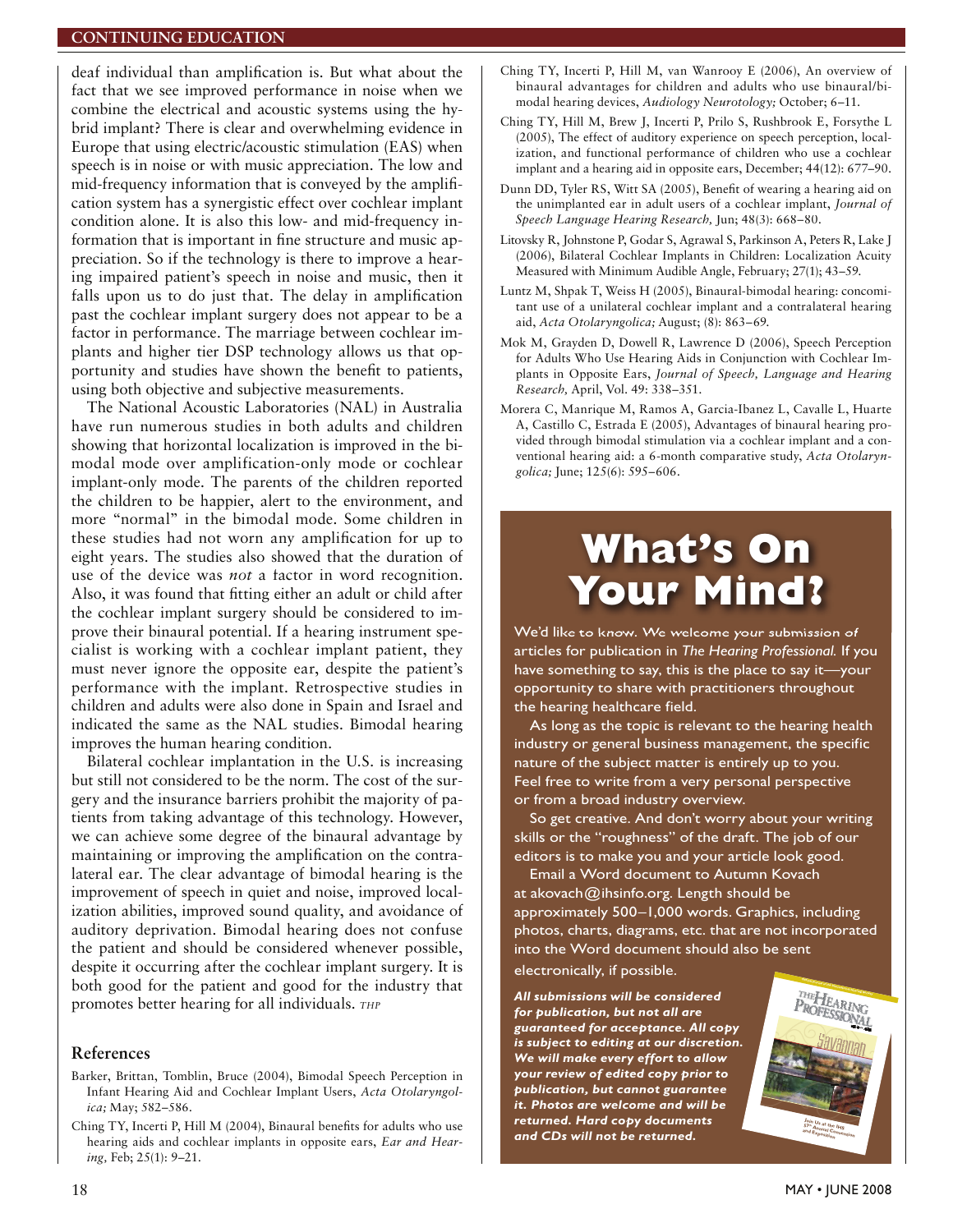deaf individual than amplification is. But what about the fact that we see improved performance in noise when we combine the electrical and acoustic systems using the hybrid implant? There is clear and overwhelming evidence in Europe that using electric/acoustic stimulation (EAS) when speech is in noise or with music appreciation. The low and mid-frequency information that is conveyed by the amplification system has a synergistic effect over cochlear implant condition alone. It is also this low- and mid-frequency information that is important in fine structure and music appreciation. So if the technology is there to improve a hearing impaired patient's speech in noise and music, then it falls upon us to do just that. The delay in amplification past the cochlear implant surgery does not appear to be a factor in performance. The marriage between cochlear implants and higher tier DSP technology allows us that opportunity and studies have shown the benefit to patients, using both objective and subjective measurements.

The National Acoustic Laboratories (NAL) in Australia have run numerous studies in both adults and children showing that horizontal localization is improved in the bimodal mode over amplification-only mode or cochlear implant-only mode. The parents of the children reported the children to be happier, alert to the environment, and more "normal" in the bimodal mode. Some children in these studies had not worn any amplification for up to eight years. The studies also showed that the duration of use of the device was *not* a factor in word recognition. Also, it was found that fitting either an adult or child after the cochlear implant surgery should be considered to improve their binaural potential. If a hearing instrument specialist is working with a cochlear implant patient, they must never ignore the opposite ear, despite the patient's performance with the implant. Retrospective studies in children and adults were also done in Spain and Israel and indicated the same as the NAL studies. Bimodal hearing improves the human hearing condition.

Bilateral cochlear implantation in the U.S. is increasing but still not considered to be the norm. The cost of the surgery and the insurance barriers prohibit the majority of patients from taking advantage of this technology. However, we can achieve some degree of the binaural advantage by maintaining or improving the amplification on the contralateral ear. The clear advantage of bimodal hearing is the improvement of speech in quiet and noise, improved localization abilities, improved sound quality, and avoidance of auditory deprivation. Bimodal hearing does not confuse the patient and should be considered whenever possible, despite it occurring after the cochlear implant surgery. It is both good for the patient and good for the industry that promotes better hearing for all individuals. *THP*

## References

Barker, Brittan, Tomblin, Bruce (2004), Bimodal Speech Perception in Infant Hearing Aid and Cochlear Implant Users, *Acta Otolaryngolica;* May; 582–586.

Ching TY, Incerti P, Hill M (2004), Binaural benefits for adults who use hearing aids and cochlear implants in opposite ears, *Ear and Hearing,* Feb; 25(1): 9–21.

Ching TY, Incerti P, Hill M, van Wanrooy E (2006), An overview of binaural advantages for children and adults who use binaural/bimodal hearing devices, *Audiology Neurotology;* October; 6–11.

Ching TY, Hill M, Brew J, Incerti P, Prilo S, Rushbrook E, Forsythe L (2005), The effect of auditory experience on speech perception, localization, and functional performance of children who use a cochlear implant and a hearing aid in opposite ears, December; 44(12): 677–90.

Dunn DD, Tyler RS, Witt SA (2005), Benefit of wearing a hearing aid on the unimplanted ear in adult users of a cochlear implant, *Journal of Speech Language Hearing Research,* Jun; 48(3): 668–80.

Litovsky R, Johnstone P, Godar S, Agrawal S, Parkinson A, Peters R, Lake J (2006), Bilateral Cochlear Implants in Children: Localization Acuity Measured with Minimum Audible Angle, February; 27(1); 43–59.

Luntz M, Shpak T, Weiss H (2005), Binaural-bimodal hearing: concomitant use of a unilateral cochlear implant and a contralateral hearing aid, *Acta Otolaryngolica;* August; (8): 863–69.

Mok M, Grayden D, Dowell R, Lawrence D (2006), Speech Perception for Adults Who Use Hearing Aids in Conjunction with Cochlear Implants in Opposite Ears, *Journal of Speech, Language and Hearing Research,* April, Vol. 49: 338–351.

Morera C, Manrique M, Ramos A, Garcia-Ibanez L, Cavalle L, Huarte A, Castillo C, Estrada E (2005), Advantages of binaural hearing provided through bimodal stimulation via a cochlear implant and a conventional hearing aid: a 6-month comparative study, *Acta Otolaryngolica;* June; 125(6): 595–606.

# What's On Your Mind?

We'd like to know. We welcome your submission of articles for publication in *The Hearing Professional.* If you have something to say, this is the place to say it—your opportunity to share with practitioners throughout the hearing healthcare field.

As long as the topic is relevant to the hearing health industry or general business management, the specific nature of the subject matter is entirely up to you. Feel free to write from a very personal perspective or from a broad industry overview.

So get creative. And don't worry about your writing skills or the "roughness" of the draft. The job of our editors is to make you and your article look good.

Email a Word document to Autumn Kovach at akovach@ihsinfo.org. Length should be approximately 500–1,000 words. Graphics, including photos, charts, diagrams, etc. that are not incorporated into the Word document should also be sent electronically, if possible.

***All submissions will be considered for publication, but not all are guaranteed for acceptance. All copy is subject to editing at our discretion. We will make every effort to allow your review of edited copy prior to publication, but cannot guarantee it. Photos are welcome and will be returned. Hard copy documents and CDs will not be returned.***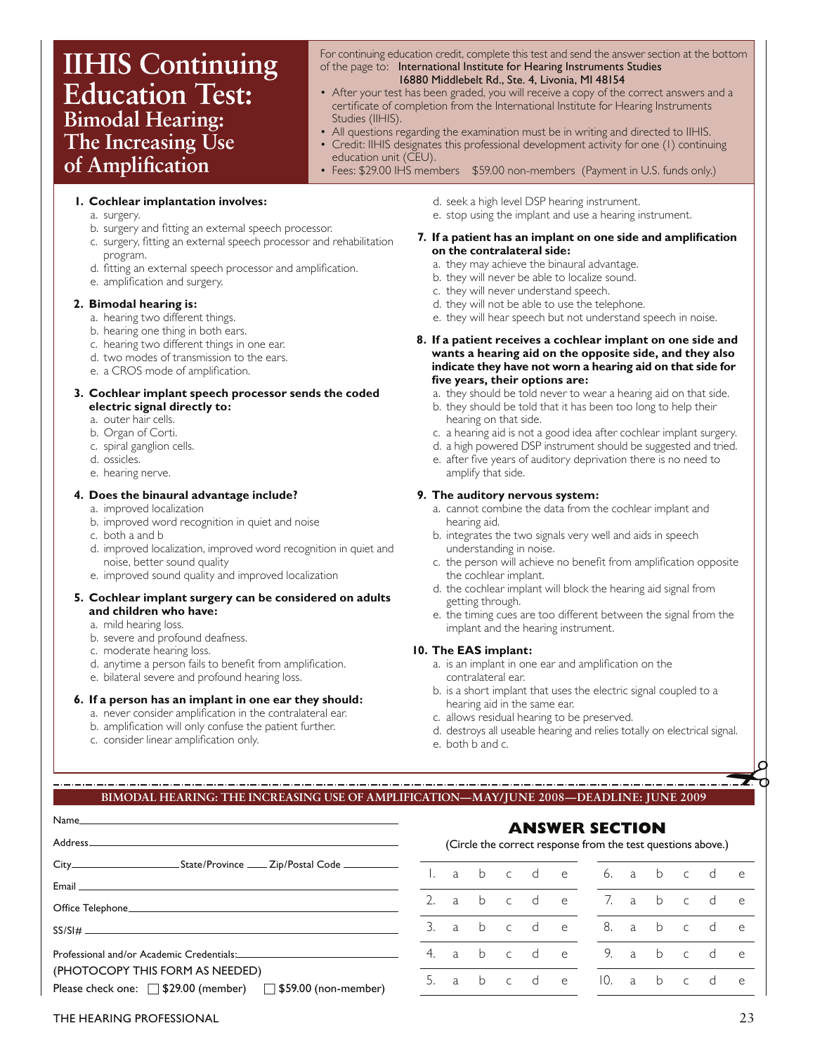# IIHIS Continuing Education Test: Bimodal Hearing: The Increasing Use of Amplification

For continuing education credit, complete this test and send the answer section at the bottom of the page to: International Institute for Hearing Instruments Studies
16880 Middlebelt Rd., Ste. 4, Livonia, MI 48154

- After your test has been graded, you will receive a copy of the correct answers and a certificate of completion from the International Institute for Hearing Instruments Studies (IIHIS).
- All questions regarding the examination must be in writing and directed to IIHIS.
- Credit: IIHIS designates this professional development activity for one (1) continuing education unit (CEU).
- Fees: $29.00 IHS members $59.00 non-members (Payment in U.S. funds only.)

**1. Cochlear implantation involves:**
a. surgery.
b. surgery and fitting an external speech processor.
c. surgery, fitting an external speech processor and rehabilitation program.
d. fitting an external speech processor and amplification.
e. amplification and surgery.

**2. Bimodal hearing is:**
a. hearing two different things.
b. hearing one thing in both ears.
c. hearing two different things in one ear.
d. two modes of transmission to the ears.
e. a CROS mode of amplification.

**3. Cochlear implant speech processor sends the coded electric signal directly to:**
a. outer hair cells.
b. Organ of Corti.
c. spiral ganglion cells.
d. ossicles.
e. hearing nerve.

**4. Does the binaural advantage include?**
a. improved localization
b. improved word recognition in quiet and noise
c. both a and b
d. improved localization, improved word recognition in quiet and noise, better sound quality
e. improved sound quality and improved localization

**5. Cochlear implant surgery can be considered on adults and children who have:**
a. mild hearing loss.
b. severe and profound deafness.
c. moderate hearing loss.
d. anytime a person fails to benefit from amplification.
e. bilateral severe and profound hearing loss.

**6. If a person has an implant in one ear they should:**
a. never consider amplification in the contralateral ear.
b. amplification will only confuse the patient further.
c. consider linear amplification only.
d. seek a high level DSP hearing instrument.
e. stop using the implant and use a hearing instrument.

**7. If a patient has an implant on one side and amplification on the contralateral side:**
a. they may achieve the binaural advantage.
b. they will never be able to localize sound.
c. they will never understand speech.
d. they will not be able to use the telephone.
e. they will hear speech but not understand speech in noise.

**8. If a patient receives a cochlear implant on one side and wants a hearing aid on the opposite side, and they also indicate they have not worn a hearing aid on that side for five years, their options are:**
a. they should be told never to wear a hearing aid on that side.
b. they should be told that it has been too long to help their hearing on that side.
c. a hearing aid is not a good idea after cochlear implant surgery.
d. a high powered DSP instrument should be suggested and tried.
e. after five years of auditory deprivation there is no need to amplify that side.

**9. The auditory nervous system:**
a. cannot combine the data from the cochlear implant and hearing aid.
b. integrates the two signals very well and aids in speech understanding in noise.
c. the person will achieve no benefit from amplification opposite the cochlear implant.
d. the cochlear implant will block the hearing aid signal from getting through.
e. the timing cues are too different between the signal from the implant and the hearing instrument.

**10. The EAS implant:**
a. is an implant in one ear and amplification on the contralateral ear.
b. is a short implant that uses the electric signal coupled to a hearing aid in the same ear.
c. allows residual hearing to be preserved.
d. destroys all useable hearing and relies totally on electrical signal.
e. both b and c.

---

**BIMODAL HEARING: THE INCREASING USE OF AMPLIFICATION—MAY/JUNE 2008—DEADLINE: JUNE 2009**

Name______________________________

Address______________________________

City__________ State/Province ____ Zip/Postal Code ________

Email ______________________________

Office Telephone______________________________

SS/SI# ______________________________

Professional and/or Academic Credentials:______________________

(PHOTOCOPY THIS FORM AS NEEDED)

Please check one: ☐ $29.00 (member) ☐ $59.00 (non-member)

## ANSWER SECTION

(Circle the correct response from the test questions above.)

| | | | | | | | | | | | |
|---|---|---|---|---|---|---|---|---|---|---|---|
| 1. | a | b | c | d | e | 6. | a | b | c | d | e |
| 2. | a | b | c | d | e | 7. | a | b | c | d | e |
| 3. | a | b | c | d | e | 8. | a | b | c | d | e |
| 4. | a | b | c | d | e | 9. | a | b | c | d | e |
| 5. | a | b | c | d | e | 10. | a | b | c | d | e |